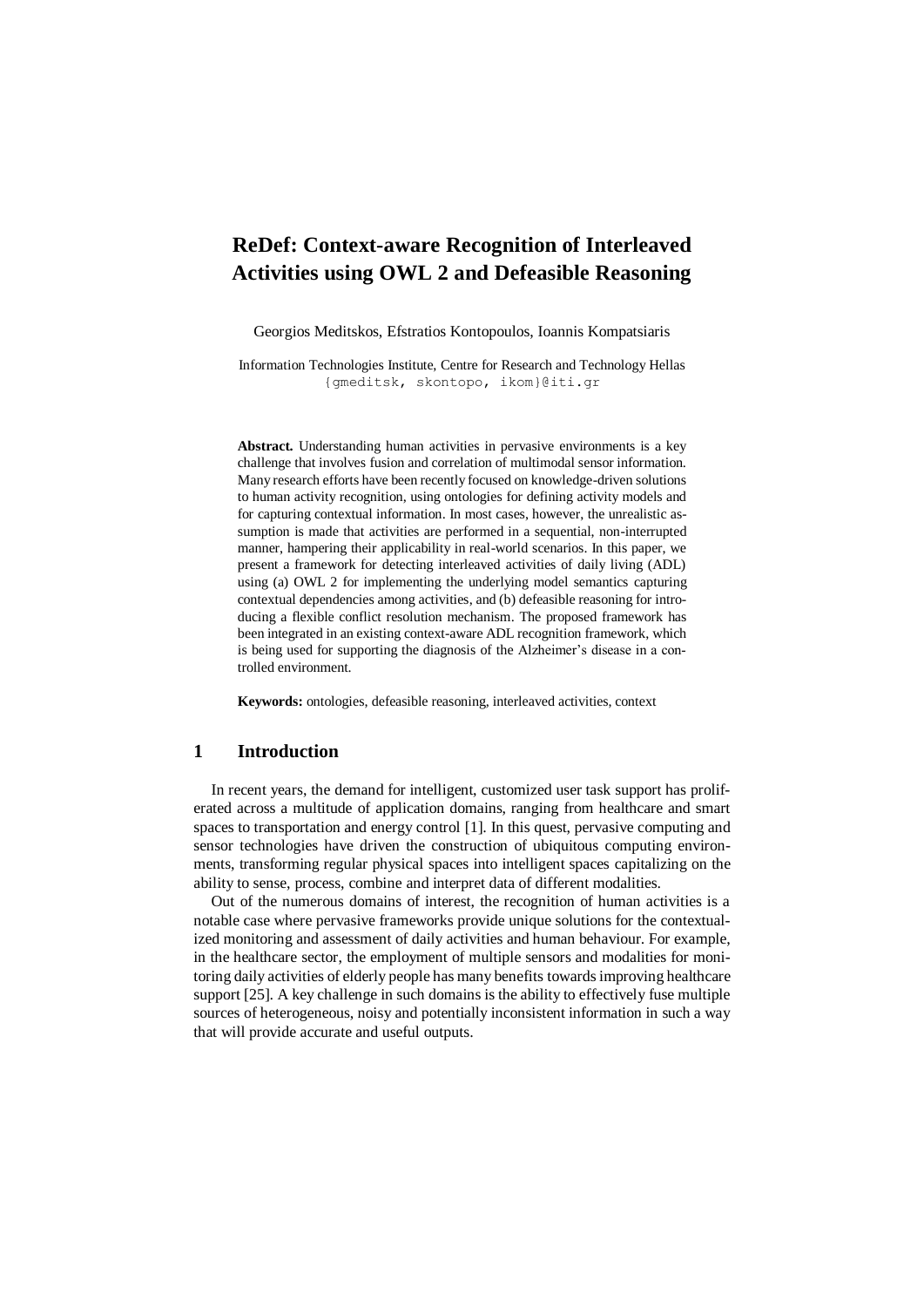# ReDef: Context-aware Recognition of Interleaved Activities using OWL 2 and Defeasible Reasoning

Georgios Meditskos, Efstratios Kontopoulos, Ioannis Kompatsiaris

Information Technologies Institute, Centre for Research and Technology Hellas
{gmeditsk, skontopo, ikom}@iti.gr

**Abstract.** Understanding human activities in pervasive environments is a key challenge that involves fusion and correlation of multimodal sensor information. Many research efforts have been recently focused on knowledge-driven solutions to human activity recognition, using ontologies for defining activity models and for capturing contextual information. In most cases, however, the unrealistic assumption is made that activities are performed in a sequential, non-interrupted manner, hampering their applicability in real-world scenarios. In this paper, we present a framework for detecting interleaved activities of daily living (ADL) using (a) OWL 2 for implementing the underlying model semantics capturing contextual dependencies among activities, and (b) defeasible reasoning for introducing a flexible conflict resolution mechanism. The proposed framework has been integrated in an existing context-aware ADL recognition framework, which is being used for supporting the diagnosis of the Alzheimer's disease in a controlled environment.

**Keywords:** ontologies, defeasible reasoning, interleaved activities, context

## 1 Introduction

In recent years, the demand for intelligent, customized user task support has proliferated across a multitude of application domains, ranging from healthcare and smart spaces to transportation and energy control [1]. In this quest, pervasive computing and sensor technologies have driven the construction of ubiquitous computing environments, transforming regular physical spaces into intelligent spaces capitalizing on the ability to sense, process, combine and interpret data of different modalities.

Out of the numerous domains of interest, the recognition of human activities is a notable case where pervasive frameworks provide unique solutions for the contextualized monitoring and assessment of daily activities and human behaviour. For example, in the healthcare sector, the employment of multiple sensors and modalities for monitoring daily activities of elderly people has many benefits towards improving healthcare support [25]. A key challenge in such domains is the ability to effectively fuse multiple sources of heterogeneous, noisy and potentially inconsistent information in such a way that will provide accurate and useful outputs.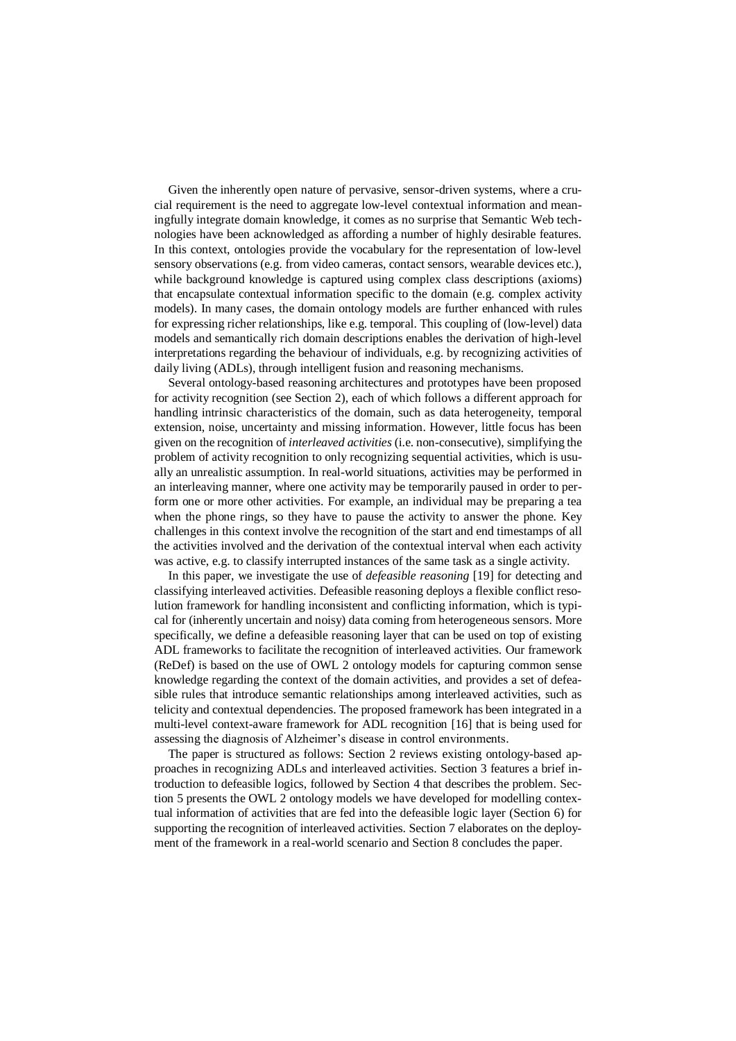Given the inherently open nature of pervasive, sensor-driven systems, where a crucial requirement is the need to aggregate low-level contextual information and meaningfully integrate domain knowledge, it comes as no surprise that Semantic Web technologies have been acknowledged as affording a number of highly desirable features. In this context, ontologies provide the vocabulary for the representation of low-level sensory observations (e.g. from video cameras, contact sensors, wearable devices etc.), while background knowledge is captured using complex class descriptions (axioms) that encapsulate contextual information specific to the domain (e.g. complex activity models). In many cases, the domain ontology models are further enhanced with rules for expressing richer relationships, like e.g. temporal. This coupling of (low-level) data models and semantically rich domain descriptions enables the derivation of high-level interpretations regarding the behaviour of individuals, e.g. by recognizing activities of daily living (ADLs), through intelligent fusion and reasoning mechanisms.

Several ontology-based reasoning architectures and prototypes have been proposed for activity recognition (see Section 2), each of which follows a different approach for handling intrinsic characteristics of the domain, such as data heterogeneity, temporal extension, noise, uncertainty and missing information. However, little focus has been given on the recognition of *interleaved activities* (i.e. non-consecutive), simplifying the problem of activity recognition to only recognizing sequential activities, which is usually an unrealistic assumption. In real-world situations, activities may be performed in an interleaving manner, where one activity may be temporarily paused in order to perform one or more other activities. For example, an individual may be preparing a tea when the phone rings, so they have to pause the activity to answer the phone. Key challenges in this context involve the recognition of the start and end timestamps of all the activities involved and the derivation of the contextual interval when each activity was active, e.g. to classify interrupted instances of the same task as a single activity.

In this paper, we investigate the use of *defeasible reasoning* [19] for detecting and classifying interleaved activities. Defeasible reasoning deploys a flexible conflict resolution framework for handling inconsistent and conflicting information, which is typical for (inherently uncertain and noisy) data coming from heterogeneous sensors. More specifically, we define a defeasible reasoning layer that can be used on top of existing ADL frameworks to facilitate the recognition of interleaved activities. Our framework (ReDef) is based on the use of OWL 2 ontology models for capturing common sense knowledge regarding the context of the domain activities, and provides a set of defeasible rules that introduce semantic relationships among interleaved activities, such as telicity and contextual dependencies. The proposed framework has been integrated in a multi-level context-aware framework for ADL recognition [16] that is being used for assessing the diagnosis of Alzheimer's disease in control environments.

The paper is structured as follows: Section 2 reviews existing ontology-based approaches in recognizing ADLs and interleaved activities. Section 3 features a brief introduction to defeasible logics, followed by Section 4 that describes the problem. Section 5 presents the OWL 2 ontology models we have developed for modelling contextual information of activities that are fed into the defeasible logic layer (Section 6) for supporting the recognition of interleaved activities. Section 7 elaborates on the deployment of the framework in a real-world scenario and Section 8 concludes the paper.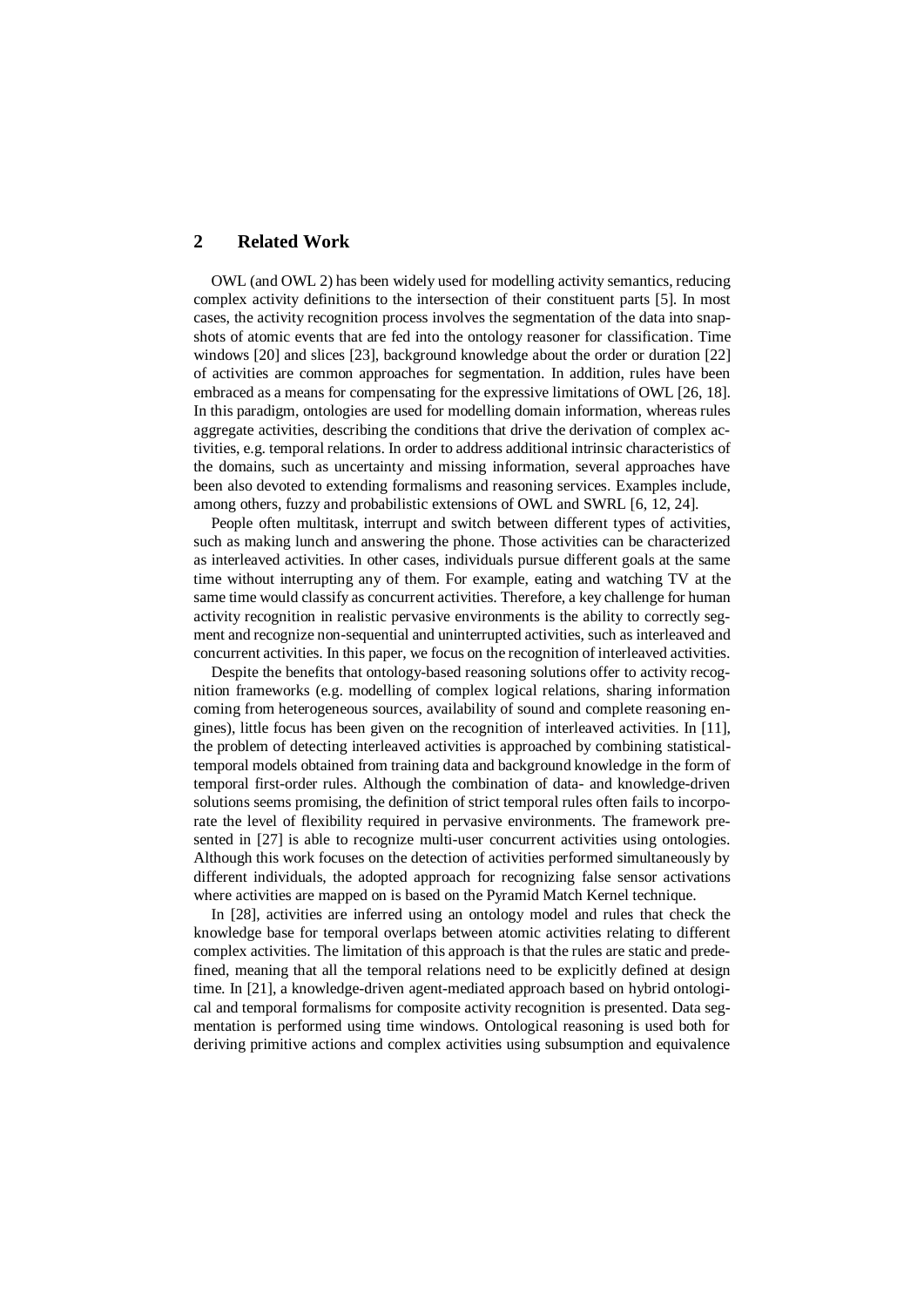## 2 Related Work

OWL (and OWL 2) has been widely used for modelling activity semantics, reducing complex activity definitions to the intersection of their constituent parts [5]. In most cases, the activity recognition process involves the segmentation of the data into snapshots of atomic events that are fed into the ontology reasoner for classification. Time windows [20] and slices [23], background knowledge about the order or duration [22] of activities are common approaches for segmentation. In addition, rules have been embraced as a means for compensating for the expressive limitations of OWL [26, 18]. In this paradigm, ontologies are used for modelling domain information, whereas rules aggregate activities, describing the conditions that drive the derivation of complex activities, e.g. temporal relations. In order to address additional intrinsic characteristics of the domains, such as uncertainty and missing information, several approaches have been also devoted to extending formalisms and reasoning services. Examples include, among others, fuzzy and probabilistic extensions of OWL and SWRL [6, 12, 24].

People often multitask, interrupt and switch between different types of activities, such as making lunch and answering the phone. Those activities can be characterized as interleaved activities. In other cases, individuals pursue different goals at the same time without interrupting any of them. For example, eating and watching TV at the same time would classify as concurrent activities. Therefore, a key challenge for human activity recognition in realistic pervasive environments is the ability to correctly segment and recognize non-sequential and uninterrupted activities, such as interleaved and concurrent activities. In this paper, we focus on the recognition of interleaved activities.

Despite the benefits that ontology-based reasoning solutions offer to activity recognition frameworks (e.g. modelling of complex logical relations, sharing information coming from heterogeneous sources, availability of sound and complete reasoning engines), little focus has been given on the recognition of interleaved activities. In [11], the problem of detecting interleaved activities is approached by combining statistical-temporal models obtained from training data and background knowledge in the form of temporal first-order rules. Although the combination of data- and knowledge-driven solutions seems promising, the definition of strict temporal rules often fails to incorporate the level of flexibility required in pervasive environments. The framework presented in [27] is able to recognize multi-user concurrent activities using ontologies. Although this work focuses on the detection of activities performed simultaneously by different individuals, the adopted approach for recognizing false sensor activations where activities are mapped on is based on the Pyramid Match Kernel technique.

In [28], activities are inferred using an ontology model and rules that check the knowledge base for temporal overlaps between atomic activities relating to different complex activities. The limitation of this approach is that the rules are static and predefined, meaning that all the temporal relations need to be explicitly defined at design time. In [21], a knowledge-driven agent-mediated approach based on hybrid ontological and temporal formalisms for composite activity recognition is presented. Data segmentation is performed using time windows. Ontological reasoning is used both for deriving primitive actions and complex activities using subsumption and equivalence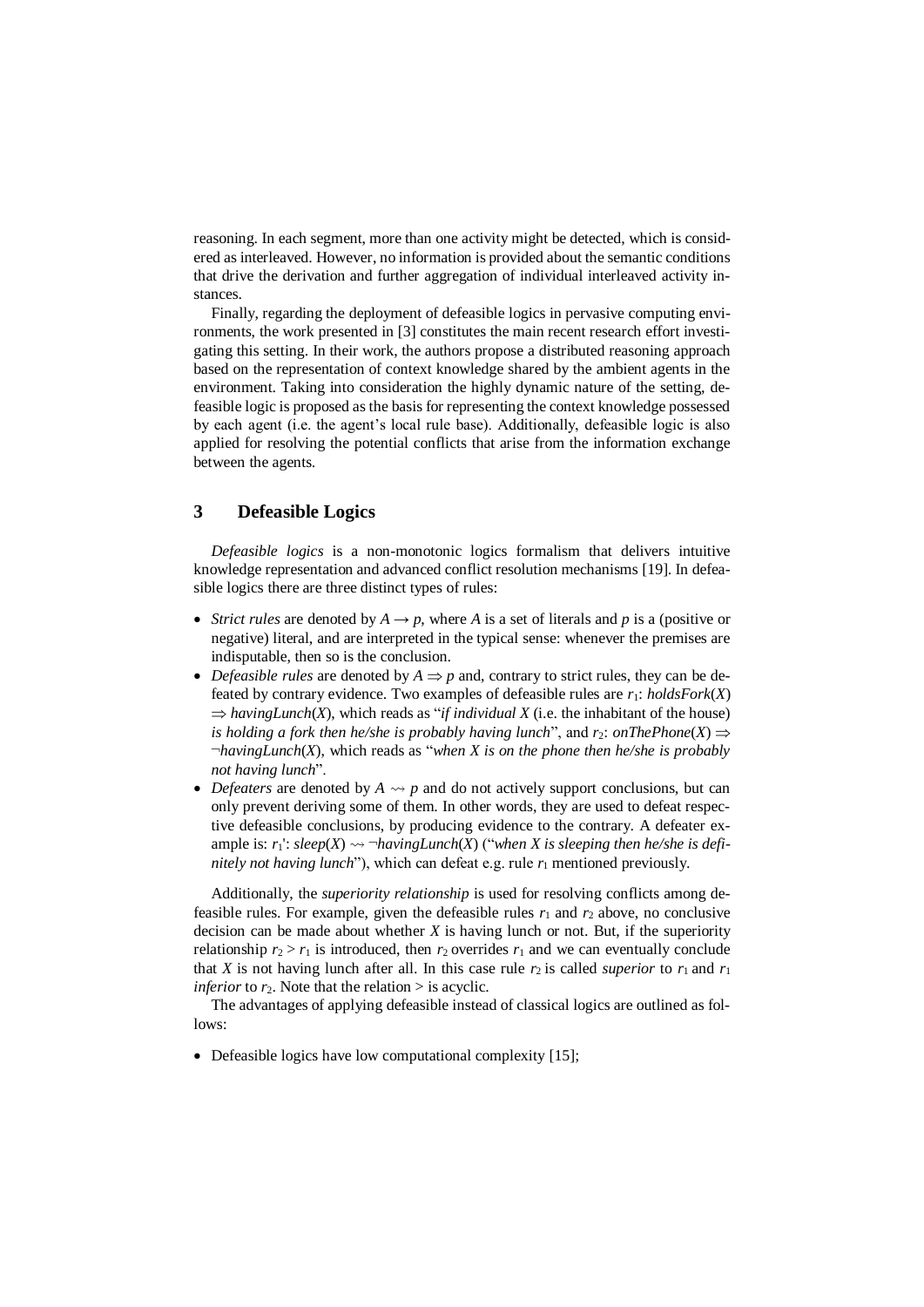reasoning. In each segment, more than one activity might be detected, which is considered as interleaved. However, no information is provided about the semantic conditions that drive the derivation and further aggregation of individual interleaved activity instances.

Finally, regarding the deployment of defeasible logics in pervasive computing environments, the work presented in [3] constitutes the main recent research effort investigating this setting. In their work, the authors propose a distributed reasoning approach based on the representation of context knowledge shared by the ambient agents in the environment. Taking into consideration the highly dynamic nature of the setting, defeasible logic is proposed as the basis for representing the context knowledge possessed by each agent (i.e. the agent's local rule base). Additionally, defeasible logic is also applied for resolving the potential conflicts that arise from the information exchange between the agents.

## 3 Defeasible Logics

*Defeasible logics* is a non-monotonic logics formalism that delivers intuitive knowledge representation and advanced conflict resolution mechanisms [19]. In defeasible logics there are three distinct types of rules:

- *Strict rules* are denoted by $A \rightarrow p$, where $A$ is a set of literals and $p$ is a (positive or negative) literal, and are interpreted in the typical sense: whenever the premises are indisputable, then so is the conclusion.
- *Defeasible rules* are denoted by $A \Rightarrow p$ and, contrary to strict rules, they can be defeated by contrary evidence. Two examples of defeasible rules are $r_1$: *holdsFork*($X$) $\Rightarrow$ *havingLunch*($X$), which reads as "*if individual X* (i.e. the inhabitant of the house) *is holding a fork then he/she is probably having lunch*", and $r_2$: *onThePhone*($X$) $\Rightarrow$ ¬*havingLunch*($X$), which reads as "*when X is on the phone then he/she is probably not having lunch*".
- *Defeaters* are denoted by $A \rightsquigarrow p$ and do not actively support conclusions, but can only prevent deriving some of them. In other words, they are used to defeat respective defeasible conclusions, by producing evidence to the contrary. A defeater example is: $r_1'$: *sleep*($X$) $\rightsquigarrow$ ¬*havingLunch*($X$) ("*when X is sleeping then he/she is definitely not having lunch*"), which can defeat e.g. rule $r_1$ mentioned previously.

Additionally, the *superiority relationship* is used for resolving conflicts among defeasible rules. For example, given the defeasible rules $r_1$ and $r_2$ above, no conclusive decision can be made about whether $X$ is having lunch or not. But, if the superiority relationship $r_2 > r_1$ is introduced, then $r_2$ overrides $r_1$ and we can eventually conclude that $X$ is not having lunch after all. In this case rule $r_2$ is called *superior* to $r_1$ and $r_1$ *inferior* to $r_2$. Note that the relation $>$ is acyclic.

The advantages of applying defeasible instead of classical logics are outlined as follows:

- Defeasible logics have low computational complexity [15];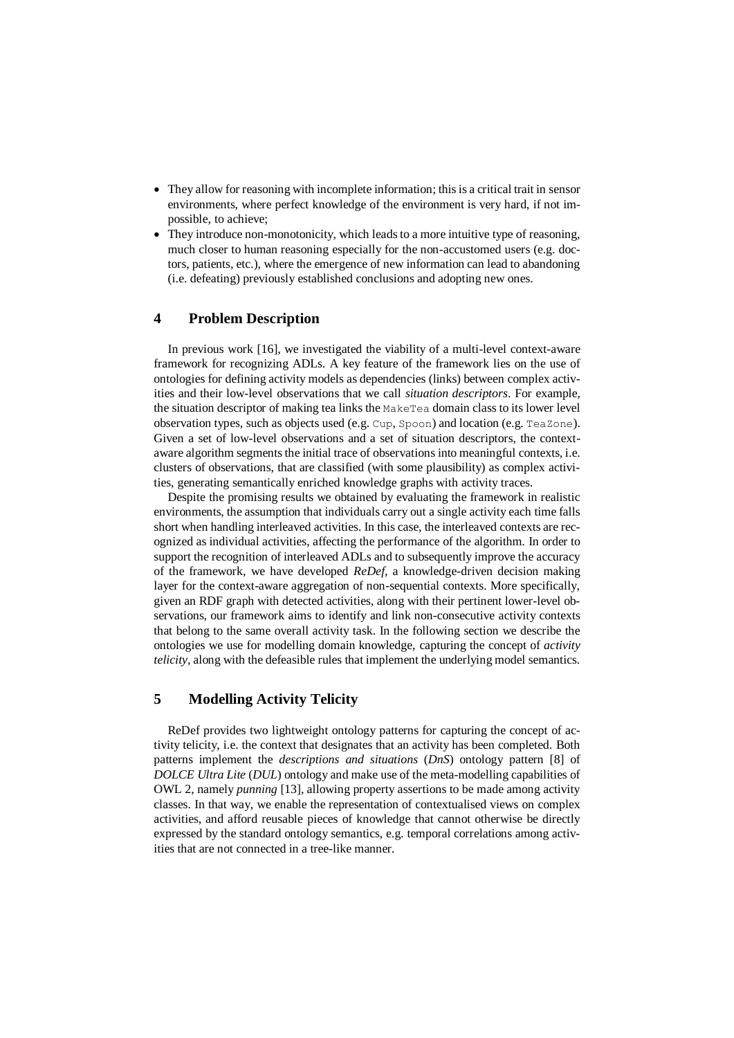- They allow for reasoning with incomplete information; this is a critical trait in sensor environments, where perfect knowledge of the environment is very hard, if not impossible, to achieve;
- They introduce non-monotonicity, which leads to a more intuitive type of reasoning, much closer to human reasoning especially for the non-accustomed users (e.g. doctors, patients, etc.), where the emergence of new information can lead to abandoning (i.e. defeating) previously established conclusions and adopting new ones.

## 4 Problem Description

In previous work [16], we investigated the viability of a multi-level context-aware framework for recognizing ADLs. A key feature of the framework lies on the use of ontologies for defining activity models as dependencies (links) between complex activities and their low-level observations that we call *situation descriptors*. For example, the situation descriptor of making tea links the `MakeTea` domain class to its lower level observation types, such as objects used (e.g. `Cup`, `Spoon`) and location (e.g. `TeaZone`). Given a set of low-level observations and a set of situation descriptors, the context-aware algorithm segments the initial trace of observations into meaningful contexts, i.e. clusters of observations, that are classified (with some plausibility) as complex activities, generating semantically enriched knowledge graphs with activity traces.

Despite the promising results we obtained by evaluating the framework in realistic environments, the assumption that individuals carry out a single activity each time falls short when handling interleaved activities. In this case, the interleaved contexts are recognized as individual activities, affecting the performance of the algorithm. In order to support the recognition of interleaved ADLs and to subsequently improve the accuracy of the framework, we have developed *ReDef*, a knowledge-driven decision making layer for the context-aware aggregation of non-sequential contexts. More specifically, given an RDF graph with detected activities, along with their pertinent lower-level observations, our framework aims to identify and link non-consecutive activity contexts that belong to the same overall activity task. In the following section we describe the ontologies we use for modelling domain knowledge, capturing the concept of *activity telicity*, along with the defeasible rules that implement the underlying model semantics.

## 5 Modelling Activity Telicity

ReDef provides two lightweight ontology patterns for capturing the concept of activity telicity, i.e. the context that designates that an activity has been completed. Both patterns implement the *descriptions and situations* (*DnS*) ontology pattern [8] of *DOLCE Ultra Lite* (*DUL*) ontology and make use of the meta-modelling capabilities of OWL 2, namely *punning* [13], allowing property assertions to be made among activity classes. In that way, we enable the representation of contextualised views on complex activities, and afford reusable pieces of knowledge that cannot otherwise be directly expressed by the standard ontology semantics, e.g. temporal correlations among activities that are not connected in a tree-like manner.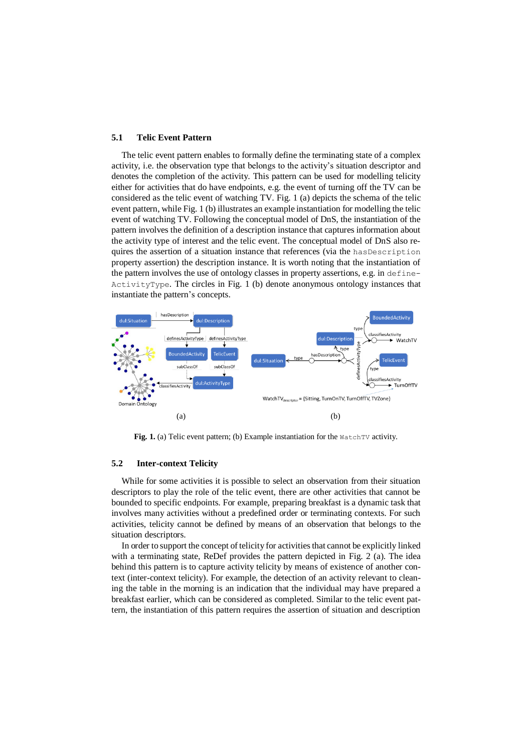### 5.1 Telic Event Pattern

The telic event pattern enables to formally define the terminating state of a complex activity, i.e. the observation type that belongs to the activity's situation descriptor and denotes the completion of the activity. This pattern can be used for modelling telicity either for activities that do have endpoints, e.g. the event of turning off the TV can be considered as the telic event of watching TV. Fig. 1 (a) depicts the schema of the telic event pattern, while Fig. 1 (b) illustrates an example instantiation for modelling the telic event of watching TV. Following the conceptual model of DnS, the instantiation of the pattern involves the definition of a description instance that captures information about the activity type of interest and the telic event. The conceptual model of DnS also requires the assertion of a situation instance that references (via the `hasDescription` property assertion) the description instance. It is worth noting that the instantiation of the pattern involves the use of ontology classes in property assertions, e.g. in `defineActivityType`. The circles in Fig. 1 (b) denote anonymous ontology instances that instantiate the pattern's concepts.

**Fig. 1.** (a) Telic event pattern; (b) Example instantiation for the `WatchTV` activity.

### 5.2 Inter-context Telicity

While for some activities it is possible to select an observation from their situation descriptors to play the role of the telic event, there are other activities that cannot be bounded to specific endpoints. For example, preparing breakfast is a dynamic task that involves many activities without a predefined order or terminating contexts. For such activities, telicity cannot be defined by means of an observation that belongs to the situation descriptors.

In order to support the concept of telicity for activities that cannot be explicitly linked with a terminating state, ReDef provides the pattern depicted in Fig. 2 (a). The idea behind this pattern is to capture activity telicity by means of existence of another context (inter-context telicity). For example, the detection of an activity relevant to cleaning the table in the morning is an indication that the individual may have prepared a breakfast earlier, which can be considered as completed. Similar to the telic event pattern, the instantiation of this pattern requires the assertion of situation and description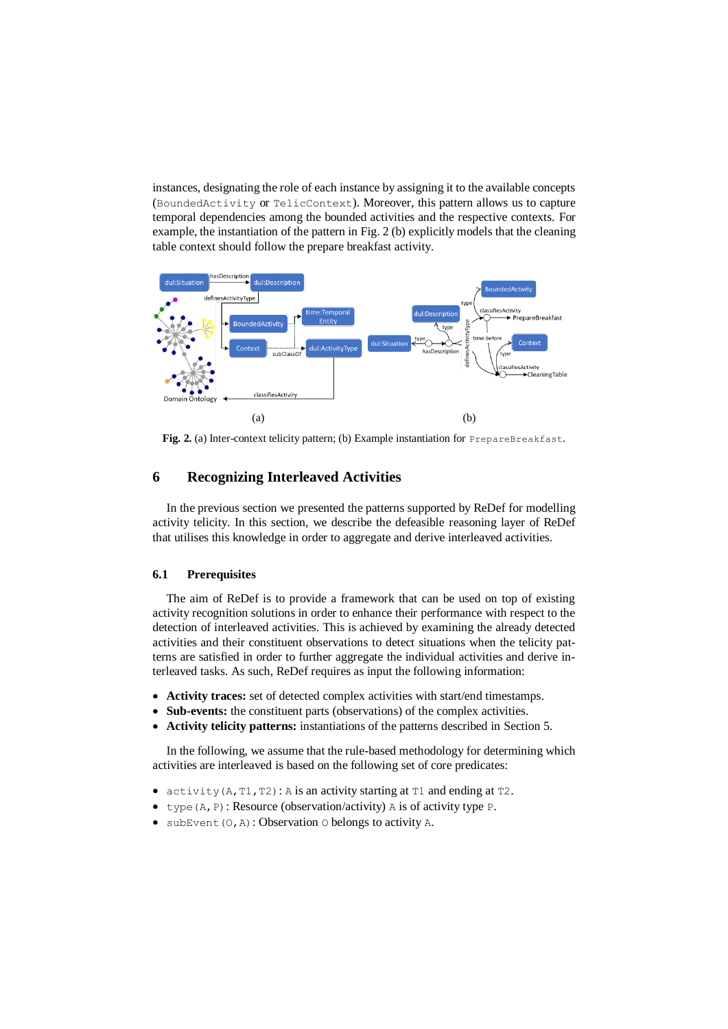instances, designating the role of each instance by assigning it to the available concepts (`BoundedActivity` or `TelicContext`). Moreover, this pattern allows us to capture temporal dependencies among the bounded activities and the respective contexts. For example, the instantiation of the pattern in Fig. 2 (b) explicitly models that the cleaning table context should follow the prepare breakfast activity.

(a) (b)

**Fig. 2.** (a) Inter-context telicity pattern; (b) Example instantiation for `PrepareBreakfast`.

## 6 Recognizing Interleaved Activities

In the previous section we presented the patterns supported by ReDef for modelling activity telicity. In this section, we describe the defeasible reasoning layer of ReDef that utilises this knowledge in order to aggregate and derive interleaved activities.

### 6.1 Prerequisites

The aim of ReDef is to provide a framework that can be used on top of existing activity recognition solutions in order to enhance their performance with respect to the detection of interleaved activities. This is achieved by examining the already detected activities and their constituent observations to detect situations when the telicity patterns are satisfied in order to further aggregate the individual activities and derive interleaved tasks. As such, ReDef requires as input the following information:

- **Activity traces:** set of detected complex activities with start/end timestamps.
- **Sub-events:** the constituent parts (observations) of the complex activities.
- **Activity telicity patterns:** instantiations of the patterns described in Section 5.

In the following, we assume that the rule-based methodology for determining which activities are interleaved is based on the following set of core predicates:

- `activity(A,T1,T2)`: `A` is an activity starting at `T1` and ending at `T2`.
- `type(A,P)`: Resource (observation/activity) `A` is of activity type `P`.
- `subEvent(O,A)`: Observation `O` belongs to activity `A`.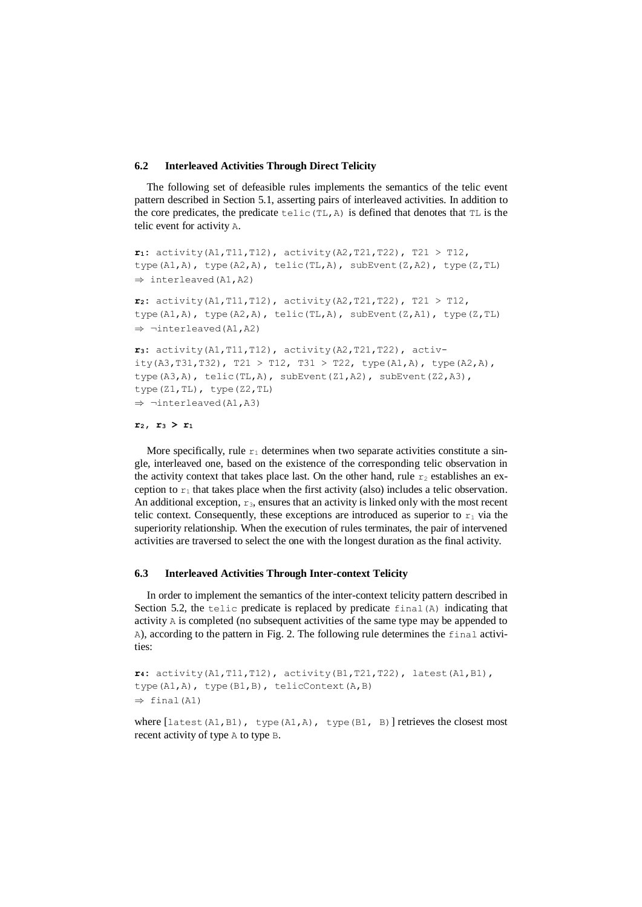### 6.2 Interleaved Activities Through Direct Telicity

The following set of defeasible rules implements the semantics of the telic event pattern described in Section 5.1, asserting pairs of interleaved activities. In addition to the core predicates, the predicate `telic(TL,A)` is defined that denotes that `TL` is the telic event for activity `A`.

```
r1: activity(A1,T11,T12), activity(A2,T21,T22), T21 > T12,
type(A1,A), type(A2,A), telic(TL,A), subEvent(Z,A2), type(Z,TL)
⇒ interleaved(A1,A2)

r2: activity(A1,T11,T12), activity(A2,T21,T22), T21 > T12,
type(A1,A), type(A2,A), telic(TL,A), subEvent(Z,A1), type(Z,TL)
⇒ ¬interleaved(A1,A2)

r3: activity(A1,T11,T12), activity(A2,T21,T22), activ-
ity(A3,T31,T32), T21 > T12, T31 > T22, type(A1,A), type(A2,A),
type(A3,A), telic(TL,A), subEvent(Z1,A2), subEvent(Z2,A3),
type(Z1,TL), type(Z2,TL)
⇒ ¬interleaved(A1,A3)

r2, r3 > r1
```

More specifically, rule $r_1$ determines when two separate activities constitute a single, interleaved one, based on the existence of the corresponding telic observation in the activity context that takes place last. On the other hand, rule $r_2$ establishes an exception to $r_1$ that takes place when the first activity (also) includes a telic observation. An additional exception, $r_3$, ensures that an activity is linked only with the most recent telic context. Consequently, these exceptions are introduced as superior to $r_1$ via the superiority relationship. When the execution of rules terminates, the pair of intervened activities are traversed to select the one with the longest duration as the final activity.

### 6.3 Interleaved Activities Through Inter-context Telicity

In order to implement the semantics of the inter-context telicity pattern described in Section 5.2, the `telic` predicate is replaced by predicate `final(A)` indicating that activity `A` is completed (no subsequent activities of the same type may be appended to `A`), according to the pattern in Fig. 2. The following rule determines the `final` activities:

```
r4: activity(A1,T11,T12), activity(B1,T21,T22), latest(A1,B1),
type(A1,A), type(B1,B), telicContext(A,B)
⇒ final(A1)
```

where [`latest(A1,B1), type(A1,A), type(B1, B)`] retrieves the closest most recent activity of type `A` to type `B`.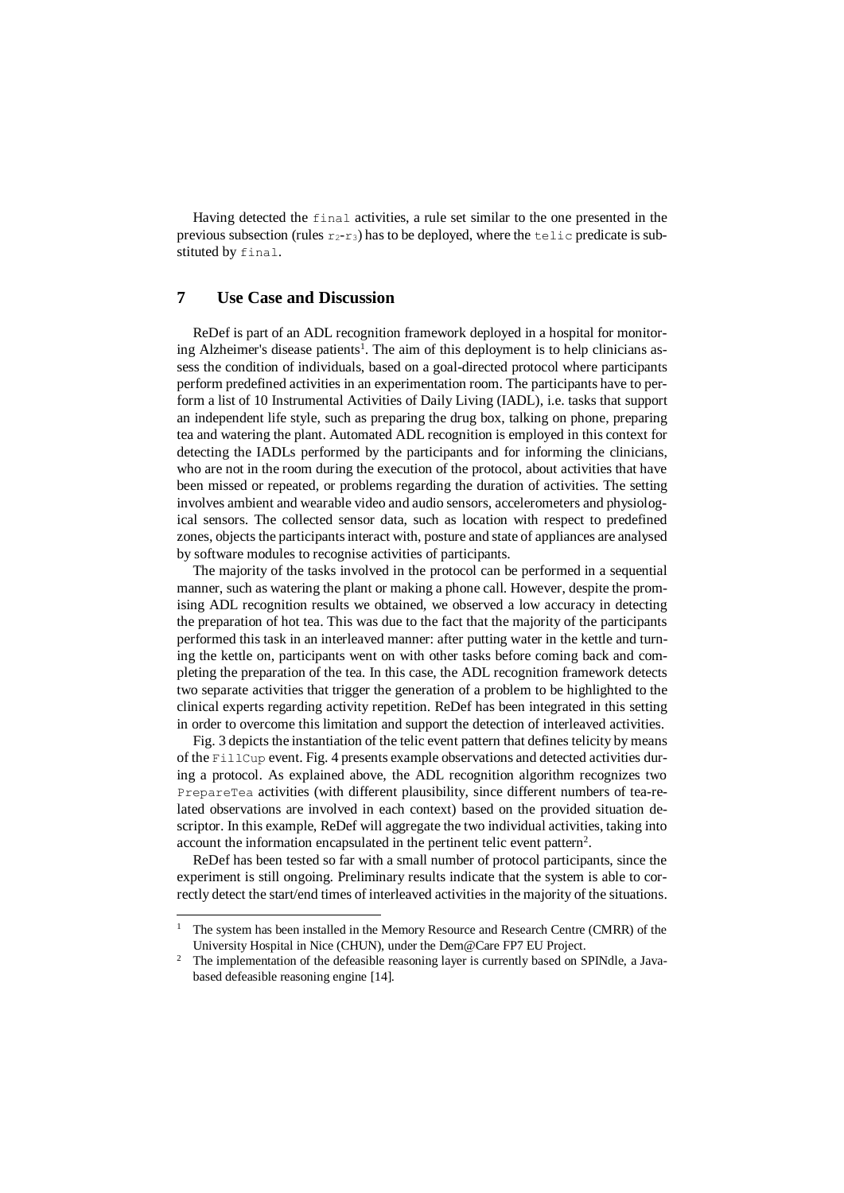Having detected the `final` activities, a rule set similar to the one presented in the previous subsection (rules $r_2$-$r_3$) has to be deployed, where the `telic` predicate is substituted by `final`.

## 7 Use Case and Discussion

ReDef is part of an ADL recognition framework deployed in a hospital for monitoring Alzheimer's disease patients[1]. The aim of this deployment is to help clinicians assess the condition of individuals, based on a goal-directed protocol where participants perform predefined activities in an experimentation room. The participants have to perform a list of 10 Instrumental Activities of Daily Living (IADL), i.e. tasks that support an independent life style, such as preparing the drug box, talking on phone, preparing tea and watering the plant. Automated ADL recognition is employed in this context for detecting the IADLs performed by the participants and for informing the clinicians, who are not in the room during the execution of the protocol, about activities that have been missed or repeated, or problems regarding the duration of activities. The setting involves ambient and wearable video and audio sensors, accelerometers and physiological sensors. The collected sensor data, such as location with respect to predefined zones, objects the participants interact with, posture and state of appliances are analysed by software modules to recognise activities of participants.

The majority of the tasks involved in the protocol can be performed in a sequential manner, such as watering the plant or making a phone call. However, despite the promising ADL recognition results we obtained, we observed a low accuracy in detecting the preparation of hot tea. This was due to the fact that the majority of the participants performed this task in an interleaved manner: after putting water in the kettle and turning the kettle on, participants went on with other tasks before coming back and completing the preparation of the tea. In this case, the ADL recognition framework detects two separate activities that trigger the generation of a problem to be highlighted to the clinical experts regarding activity repetition. ReDef has been integrated in this setting in order to overcome this limitation and support the detection of interleaved activities.

Fig. 3 depicts the instantiation of the telic event pattern that defines telicity by means of the `FillCup` event. Fig. 4 presents example observations and detected activities during a protocol. As explained above, the ADL recognition algorithm recognizes two `PrepareTea` activities (with different plausibility, since different numbers of tea-related observations are involved in each context) based on the provided situation descriptor. In this example, ReDef will aggregate the two individual activities, taking into account the information encapsulated in the pertinent telic event pattern[2].

ReDef has been tested so far with a small number of protocol participants, since the experiment is still ongoing. Preliminary results indicate that the system is able to correctly detect the start/end times of interleaved activities in the majority of the situations.

---

[1] The system has been installed in the Memory Resource and Research Centre (CMRR) of the University Hospital in Nice (CHUN), under the Dem@Care FP7 EU Project.

[2] The implementation of the defeasible reasoning layer is currently based on SPINdle, a Java-based defeasible reasoning engine [14].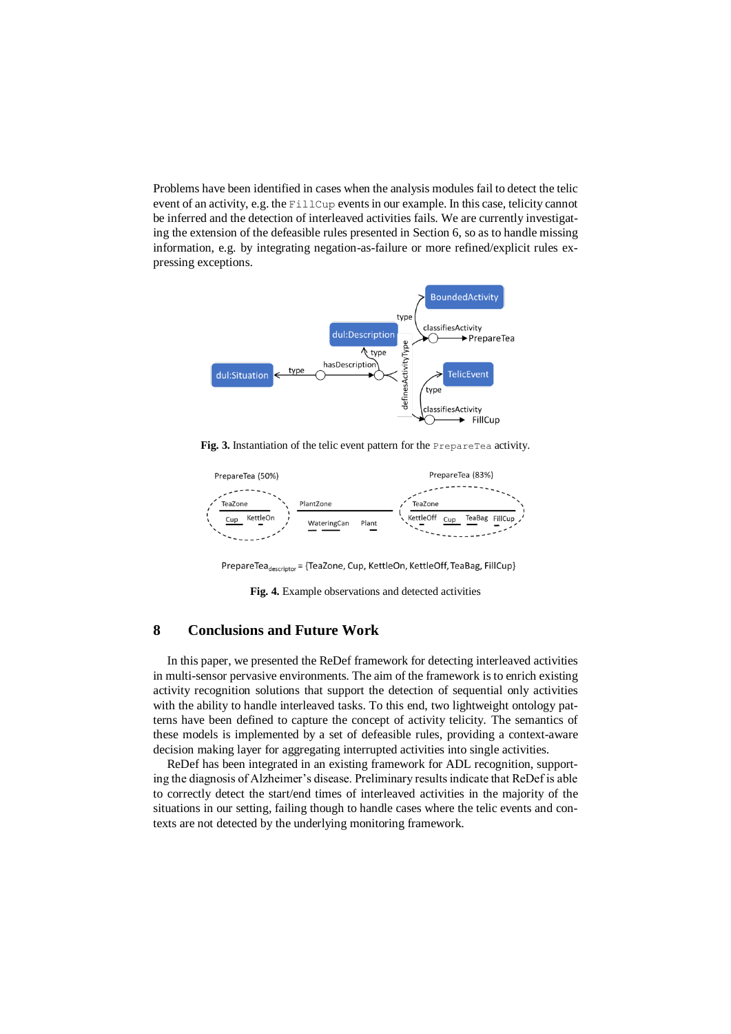Problems have been identified in cases when the analysis modules fail to detect the telic event of an activity, e.g. the `FillCup` events in our example. In this case, telicity cannot be inferred and the detection of interleaved activities fails. We are currently investigating the extension of the defeasible rules presented in Section 6, so as to handle missing information, e.g. by integrating negation-as-failure or more refined/explicit rules expressing exceptions.

**Fig. 3.** Instantiation of the telic event pattern for the `PrepareTea` activity.

**Fig. 4.** Example observations and detected activities

# 8 Conclusions and Future Work

In this paper, we presented the ReDef framework for detecting interleaved activities in multi-sensor pervasive environments. The aim of the framework is to enrich existing activity recognition solutions that support the detection of sequential only activities with the ability to handle interleaved tasks. To this end, two lightweight ontology patterns have been defined to capture the concept of activity telicity. The semantics of these models is implemented by a set of defeasible rules, providing a context-aware decision making layer for aggregating interrupted activities into single activities.

ReDef has been integrated in an existing framework for ADL recognition, supporting the diagnosis of Alzheimer's disease. Preliminary results indicate that ReDef is able to correctly detect the start/end times of interleaved activities in the majority of the situations in our setting, failing though to handle cases where the telic events and contexts are not detected by the underlying monitoring framework.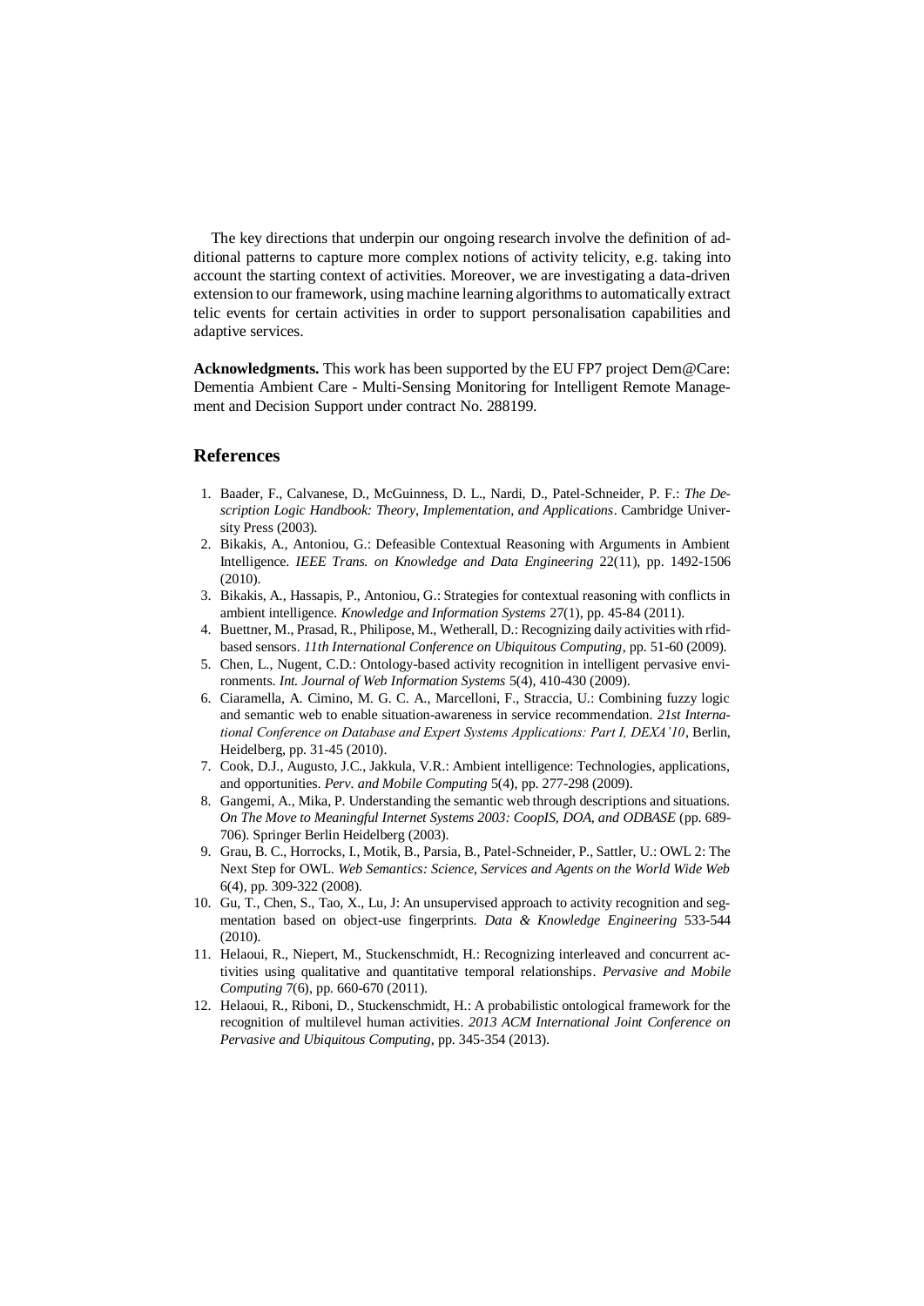The key directions that underpin our ongoing research involve the definition of additional patterns to capture more complex notions of activity telicity, e.g. taking into account the starting context of activities. Moreover, we are investigating a data-driven extension to our framework, using machine learning algorithms to automatically extract telic events for certain activities in order to support personalisation capabilities and adaptive services.

**Acknowledgments.** This work has been supported by the EU FP7 project Dem@Care: Dementia Ambient Care - Multi-Sensing Monitoring for Intelligent Remote Management and Decision Support under contract No. 288199.

## References

1. Baader, F., Calvanese, D., McGuinness, D. L., Nardi, D., Patel-Schneider, P. F.: *The Description Logic Handbook: Theory, Implementation, and Applications*. Cambridge University Press (2003).
2. Bikakis, A., Antoniou, G.: Defeasible Contextual Reasoning with Arguments in Ambient Intelligence. *IEEE Trans. on Knowledge and Data Engineering* 22(11), pp. 1492-1506 (2010).
3. Bikakis, A., Hassapis, P., Antoniou, G.: Strategies for contextual reasoning with conflicts in ambient intelligence. *Knowledge and Information Systems* 27(1), pp. 45-84 (2011).
4. Buettner, M., Prasad, R., Philipose, M., Wetherall, D.: Recognizing daily activities with rfid-based sensors. *11th International Conference on Ubiquitous Computing*, pp. 51-60 (2009).
5. Chen, L., Nugent, C.D.: Ontology-based activity recognition in intelligent pervasive environments. *Int. Journal of Web Information Systems* 5(4), 410-430 (2009).
6. Ciaramella, A. Cimino, M. G. C. A., Marcelloni, F., Straccia, U.: Combining fuzzy logic and semantic web to enable situation-awareness in service recommendation. *21st International Conference on Database and Expert Systems Applications: Part I, DEXA'10*, Berlin, Heidelberg, pp. 31-45 (2010).
7. Cook, D.J., Augusto, J.C., Jakkula, V.R.: Ambient intelligence: Technologies, applications, and opportunities. *Perv. and Mobile Computing* 5(4), pp. 277-298 (2009).
8. Gangemi, A., Mika, P. Understanding the semantic web through descriptions and situations. *On The Move to Meaningful Internet Systems 2003: CoopIS, DOA, and ODBASE* (pp. 689-706). Springer Berlin Heidelberg (2003).
9. Grau, B. C., Horrocks, I., Motik, B., Parsia, B., Patel-Schneider, P., Sattler, U.: OWL 2: The Next Step for OWL. *Web Semantics: Science, Services and Agents on the World Wide Web* 6(4), pp. 309-322 (2008).
10. Gu, T., Chen, S., Tao, X., Lu, J: An unsupervised approach to activity recognition and segmentation based on object-use fingerprints. *Data & Knowledge Engineering* 533-544 (2010).
11. Helaoui, R., Niepert, M., Stuckenschmidt, H.: Recognizing interleaved and concurrent activities using qualitative and quantitative temporal relationships. *Pervasive and Mobile Computing* 7(6), pp. 660-670 (2011).
12. Helaoui, R., Riboni, D., Stuckenschmidt, H.: A probabilistic ontological framework for the recognition of multilevel human activities. *2013 ACM International Joint Conference on Pervasive and Ubiquitous Computing*, pp. 345-354 (2013).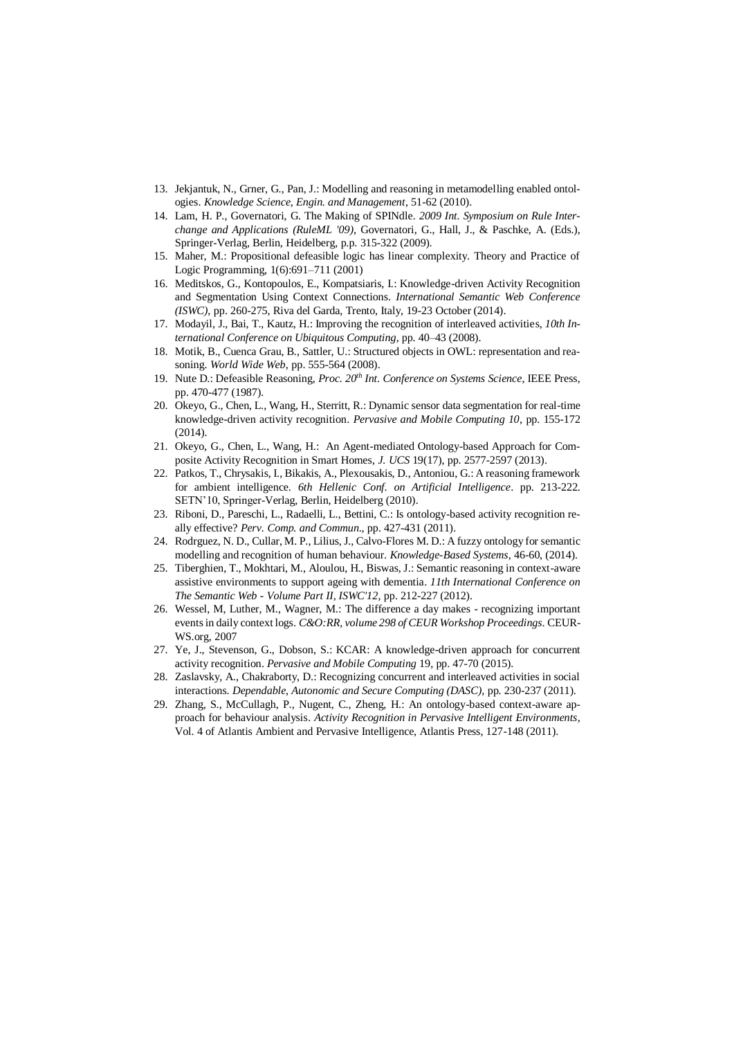13. Jekjantuk, N., Grner, G., Pan, J.: Modelling and reasoning in metamodelling enabled ontologies. *Knowledge Science, Engin. and Management*, 51-62 (2010).
14. Lam, H. P., Governatori, G. The Making of SPINdle. *2009 Int. Symposium on Rule Interchange and Applications (RuleML '09)*, Governatori, G., Hall, J., & Paschke, A. (Eds.), Springer-Verlag, Berlin, Heidelberg, p.p. 315-322 (2009).
15. Maher, M.: Propositional defeasible logic has linear complexity. Theory and Practice of Logic Programming, 1(6):691–711 (2001)
16. Meditskos, G., Kontopoulos, E., Kompatsiaris, I.: Knowledge-driven Activity Recognition and Segmentation Using Context Connections. *International Semantic Web Conference (ISWC)*, pp. 260-275, Riva del Garda, Trento, Italy, 19-23 October (2014).
17. Modayil, J., Bai, T., Kautz, H.: Improving the recognition of interleaved activities, *10th International Conference on Ubiquitous Computing*, pp. 40–43 (2008).
18. Motik, B., Cuenca Grau, B., Sattler, U.: Structured objects in OWL: representation and reasoning. *World Wide Web*, pp. 555-564 (2008).
19. Nute D.: Defeasible Reasoning, *Proc. 20th Int. Conference on Systems Science*, IEEE Press, pp. 470-477 (1987).
20. Okeyo, G., Chen, L., Wang, H., Sterritt, R.: Dynamic sensor data segmentation for real-time knowledge-driven activity recognition. *Pervasive and Mobile Computing 10*, pp. 155-172 (2014).
21. Okeyo, G., Chen, L., Wang, H.: An Agent-mediated Ontology-based Approach for Composite Activity Recognition in Smart Homes, *J. UCS* 19(17), pp. 2577-2597 (2013).
22. Patkos, T., Chrysakis, I., Bikakis, A., Plexousakis, D., Antoniou, G.: A reasoning framework for ambient intelligence. *6th Hellenic Conf. on Artificial Intelligence*. pp. 213-222. SETN'10, Springer-Verlag, Berlin, Heidelberg (2010).
23. Riboni, D., Pareschi, L., Radaelli, L., Bettini, C.: Is ontology-based activity recognition really effective? *Perv. Comp. and Commun.*, pp. 427-431 (2011).
24. Rodrguez, N. D., Cullar, M. P., Lilius, J., Calvo-Flores M. D.: A fuzzy ontology for semantic modelling and recognition of human behaviour. *Knowledge-Based Systems*, 46-60, (2014).
25. Tiberghien, T., Mokhtari, M., Aloulou, H., Biswas, J.: Semantic reasoning in context-aware assistive environments to support ageing with dementia. *11th International Conference on The Semantic Web - Volume Part II, ISWC'12*, pp. 212-227 (2012).
26. Wessel, M, Luther, M., Wagner, M.: The difference a day makes - recognizing important events in daily context logs. *C&O:RR, volume 298 of CEUR Workshop Proceedings*. CEUR-WS.org, 2007
27. Ye, J., Stevenson, G., Dobson, S.: KCAR: A knowledge-driven approach for concurrent activity recognition. *Pervasive and Mobile Computing* 19, pp. 47-70 (2015).
28. Zaslavsky, A., Chakraborty, D.: Recognizing concurrent and interleaved activities in social interactions. *Dependable, Autonomic and Secure Computing (DASC)*, pp. 230-237 (2011).
29. Zhang, S., McCullagh, P., Nugent, C., Zheng, H.: An ontology-based context-aware approach for behaviour analysis. *Activity Recognition in Pervasive Intelligent Environments*, Vol. 4 of Atlantis Ambient and Pervasive Intelligence, Atlantis Press, 127-148 (2011).